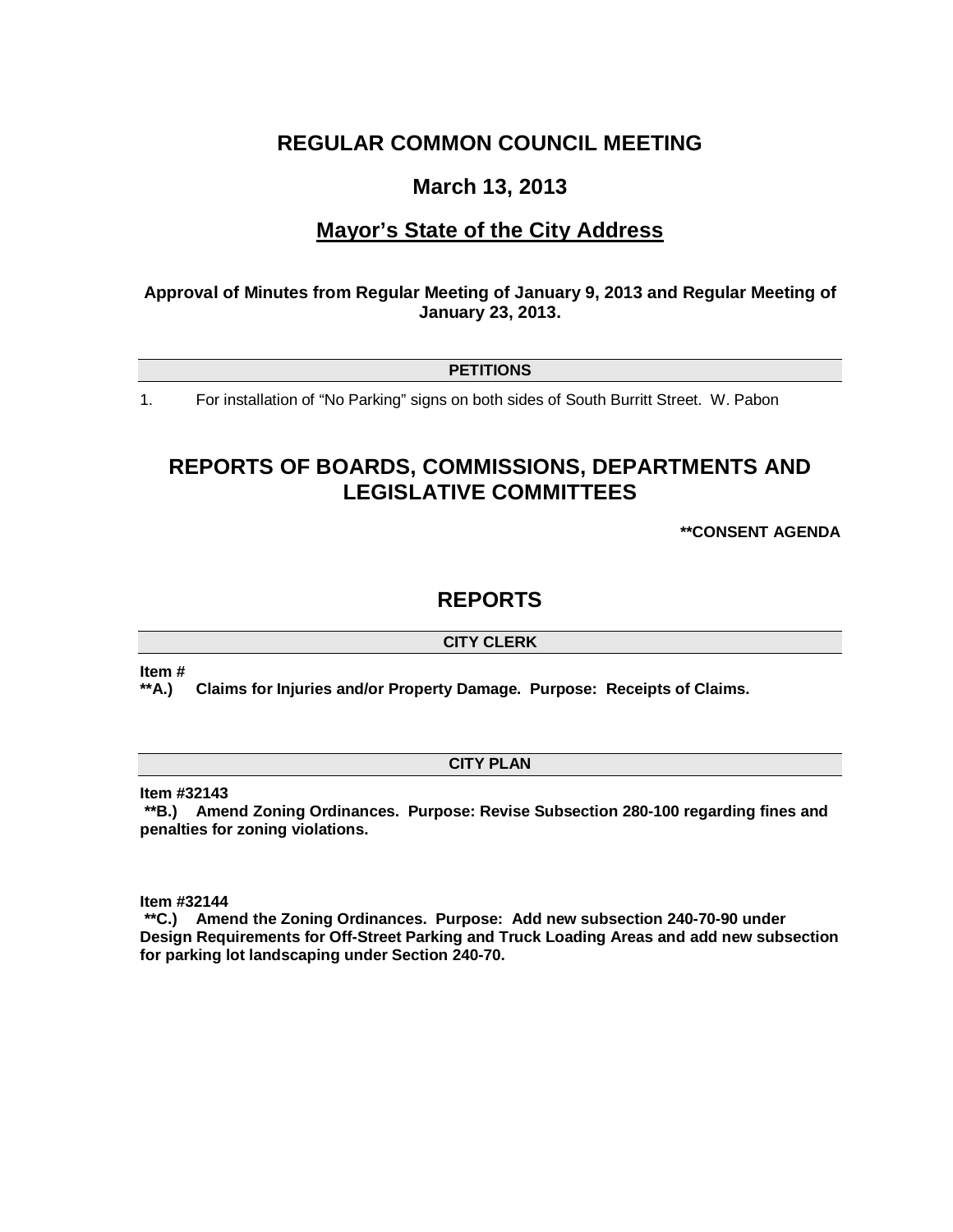# REGULAR COMMON COUNCIL MEETING

## March 13, 2013

## Mayor's State of the City Address

**Approval of Minutes from Regular Meeting of January 9, 2013 and Regular Meeting of January 23, 2013.**

### PETITIONS

1. For installation of "No Parking" signs on both sides of South Burritt Street. W. Pabon

# REPORTS OF BOARDS, COMMISSIONS, DEPARTMENTS AND LEGISLATIVE COMMITTEES

**\*\*CONSENT AGENDA**

# REPORTS

### CITY CLERK

**Item #**
**\*\*A.) Claims for Injuries and/or Property Damage. Purpose: Receipts of Claims.**

### CITY PLAN

**Item #32143**
**\*\*B.) Amend Zoning Ordinances. Purpose: Revise Subsection 280-100 regarding fines and penalties for zoning violations.**

**Item #32144**
**\*\*C.) Amend the Zoning Ordinances. Purpose: Add new subsection 240-70-90 under Design Requirements for Off-Street Parking and Truck Loading Areas and add new subsection for parking lot landscaping under Section 240-70.**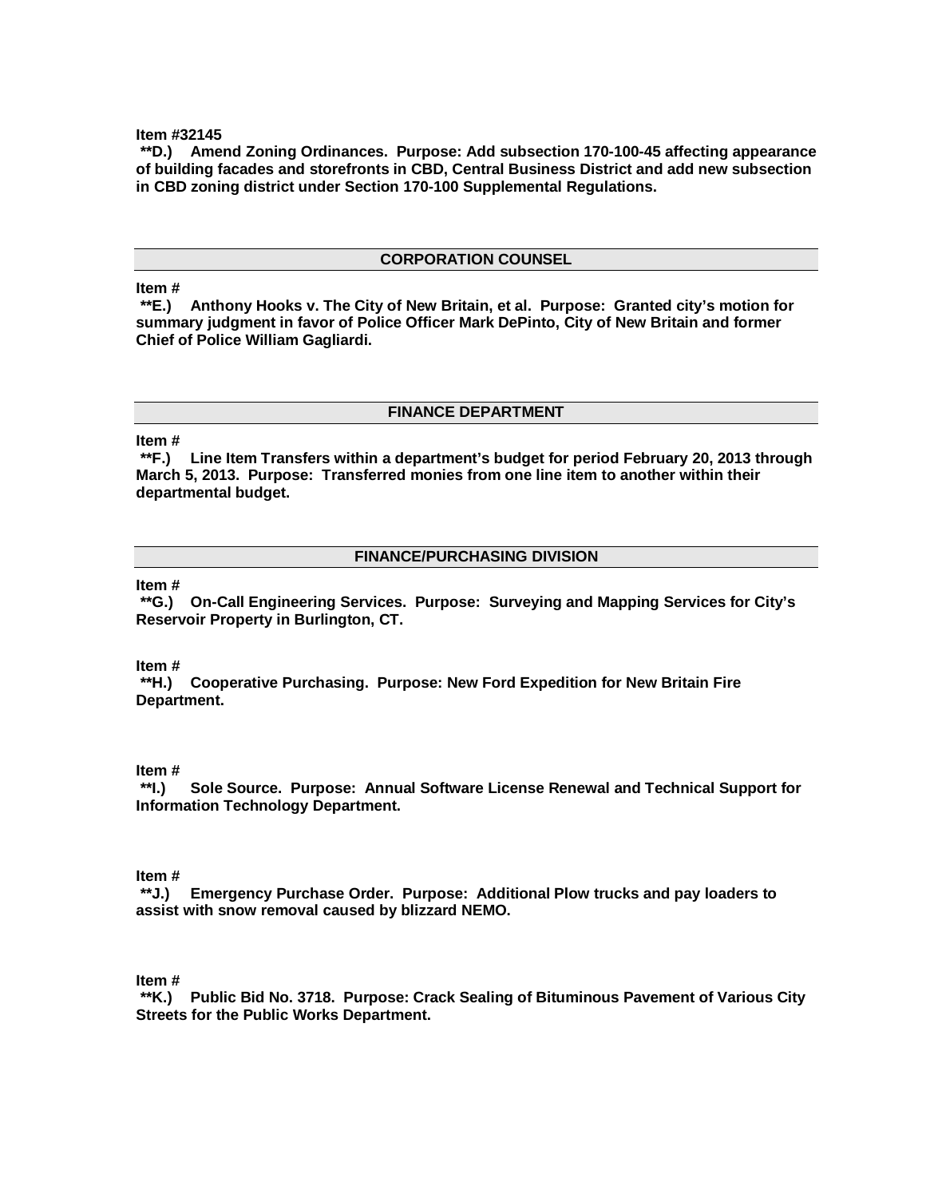**Item #32145**

**\*\*D.) Amend Zoning Ordinances. Purpose: Add subsection 170-100-45 affecting appearance of building facades and storefronts in CBD, Central Business District and add new subsection in CBD zoning district under Section 170-100 Supplemental Regulations.**

## CORPORATION COUNSEL

**Item #**

**\*\*E.) Anthony Hooks v. The City of New Britain, et al. Purpose: Granted city's motion for summary judgment in favor of Police Officer Mark DePinto, City of New Britain and former Chief of Police William Gagliardi.**

## FINANCE DEPARTMENT

**Item #**

**\*\*F.) Line Item Transfers within a department's budget for period February 20, 2013 through March 5, 2013. Purpose: Transferred monies from one line item to another within their departmental budget.**

## FINANCE/PURCHASING DIVISION

**Item #**

**\*\*G.) On-Call Engineering Services. Purpose: Surveying and Mapping Services for City's Reservoir Property in Burlington, CT.**

**Item #**

**\*\*H.) Cooperative Purchasing. Purpose: New Ford Expedition for New Britain Fire Department.**

**Item #**

**\*\*I.) Sole Source. Purpose: Annual Software License Renewal and Technical Support for Information Technology Department.**

**Item #**

**\*\*J.) Emergency Purchase Order. Purpose: Additional Plow trucks and pay loaders to assist with snow removal caused by blizzard NEMO.**

**Item #**

**\*\*K.) Public Bid No. 3718. Purpose: Crack Sealing of Bituminous Pavement of Various City Streets for the Public Works Department.**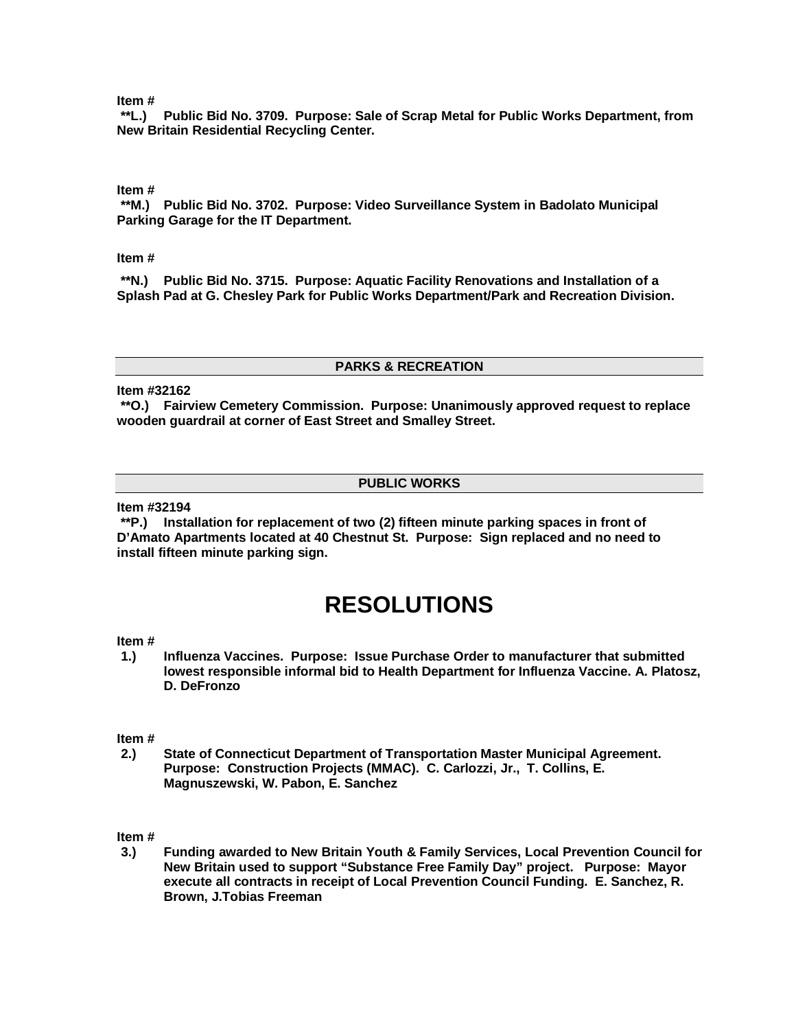**Item #**
**\*\*L.) Public Bid No. 3709. Purpose: Sale of Scrap Metal for Public Works Department, from New Britain Residential Recycling Center.**

**Item #**
**\*\*M.) Public Bid No. 3702. Purpose: Video Surveillance System in Badolato Municipal Parking Garage for the IT Department.**

**Item #**

**\*\*N.) Public Bid No. 3715. Purpose: Aquatic Facility Renovations and Installation of a Splash Pad at G. Chesley Park for Public Works Department/Park and Recreation Division.**

## PARKS & RECREATION

**Item #32162**
**\*\*O.) Fairview Cemetery Commission. Purpose: Unanimously approved request to replace wooden guardrail at corner of East Street and Smalley Street.**

## PUBLIC WORKS

**Item #32194**
**\*\*P.) Installation for replacement of two (2) fifteen minute parking spaces in front of D'Amato Apartments located at 40 Chestnut St. Purpose: Sign replaced and no need to install fifteen minute parking sign.**

# RESOLUTIONS

**Item #**
**1.) Influenza Vaccines. Purpose: Issue Purchase Order to manufacturer that submitted lowest responsible informal bid to Health Department for Influenza Vaccine. A. Platosz, D. DeFronzo**

**Item #**
**2.) State of Connecticut Department of Transportation Master Municipal Agreement. Purpose: Construction Projects (MMAC). C. Carlozzi, Jr., T. Collins, E. Magnuszewski, W. Pabon, E. Sanchez**

**Item #**
**3.) Funding awarded to New Britain Youth & Family Services, Local Prevention Council for New Britain used to support "Substance Free Family Day" project. Purpose: Mayor execute all contracts in receipt of Local Prevention Council Funding. E. Sanchez, R. Brown, J.Tobias Freeman**